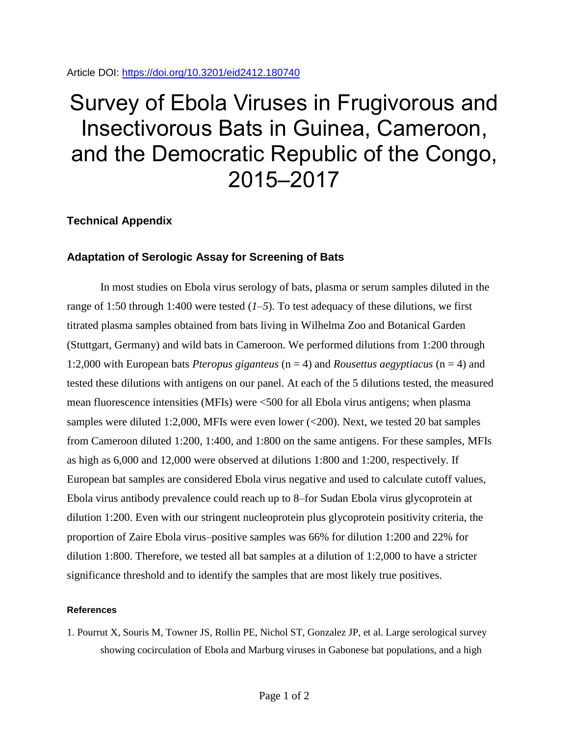Article DOI: https://doi.org/10.3201/eid2412.180740

# Survey of Ebola Viruses in Frugivorous and Insectivorous Bats in Guinea, Cameroon, and the Democratic Republic of the Congo, 2015–2017

## Technical Appendix

### Adaptation of Serologic Assay for Screening of Bats

In most studies on Ebola virus serology of bats, plasma or serum samples diluted in the range of 1:50 through 1:400 were tested (*1–5*). To test adequacy of these dilutions, we first titrated plasma samples obtained from bats living in Wilhelma Zoo and Botanical Garden (Stuttgart, Germany) and wild bats in Cameroon. We performed dilutions from 1:200 through 1:2,000 with European bats *Pteropus giganteus* (n = 4) and *Rousettus aegyptiacus* (n = 4) and tested these dilutions with antigens on our panel. At each of the 5 dilutions tested, the measured mean fluorescence intensities (MFIs) were <500 for all Ebola virus antigens; when plasma samples were diluted 1:2,000, MFIs were even lower (<200). Next, we tested 20 bat samples from Cameroon diluted 1:200, 1:400, and 1:800 on the same antigens. For these samples, MFIs as high as 6,000 and 12,000 were observed at dilutions 1:800 and 1:200, respectively. If European bat samples are considered Ebola virus negative and used to calculate cutoff values, Ebola virus antibody prevalence could reach up to 8–for Sudan Ebola virus glycoprotein at dilution 1:200. Even with our stringent nucleoprotein plus glycoprotein positivity criteria, the proportion of Zaire Ebola virus–positive samples was 66% for dilution 1:200 and 22% for dilution 1:800. Therefore, we tested all bat samples at a dilution of 1:2,000 to have a stricter significance threshold and to identify the samples that are most likely true positives.

#### References

1. Pourrut X, Souris M, Towner JS, Rollin PE, Nichol ST, Gonzalez JP, et al. Large serological survey showing cocirculation of Ebola and Marburg viruses in Gabonese bat populations, and a high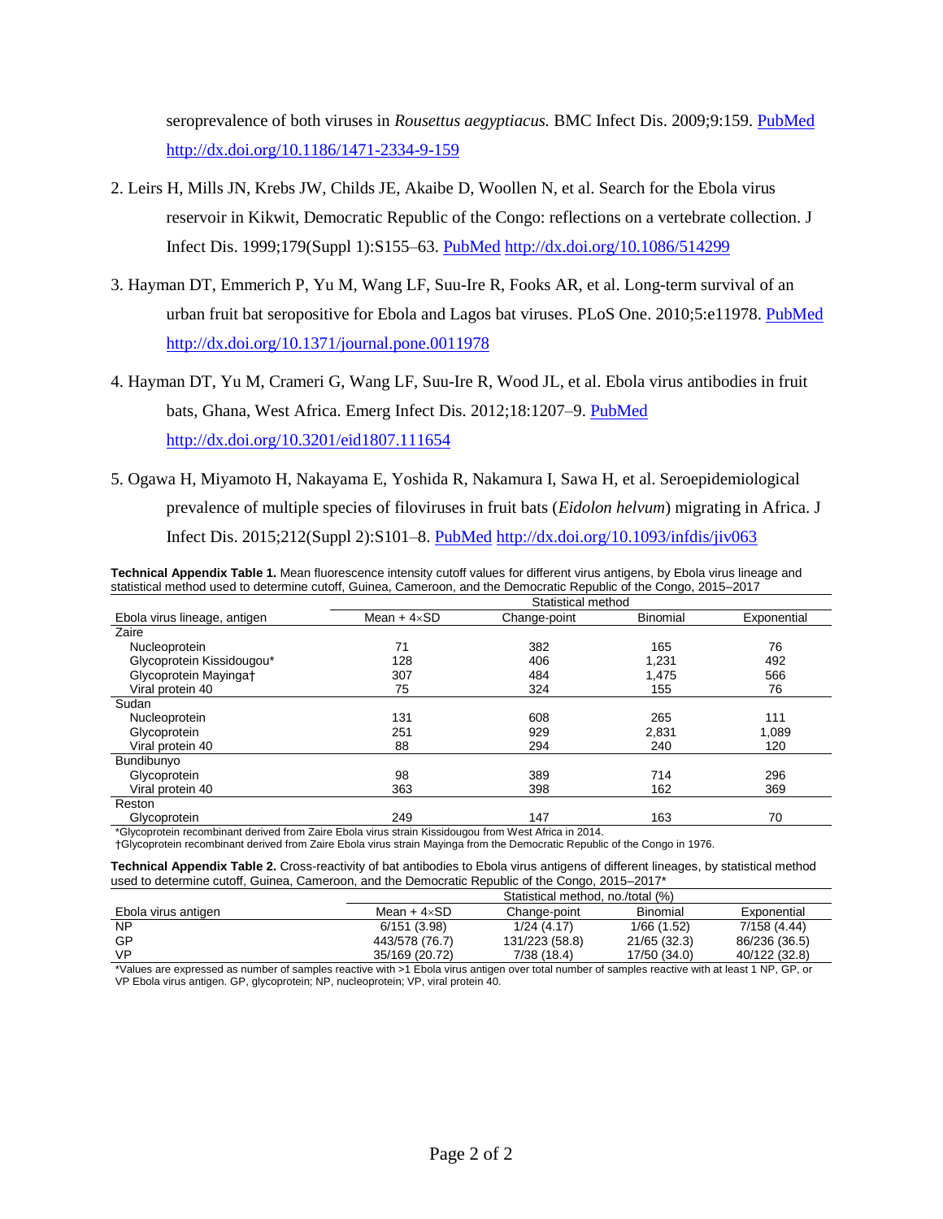seroprevalence of both viruses in *Rousettus aegyptiacus.* BMC Infect Dis. 2009;9:159. PubMed http://dx.doi.org/10.1186/1471-2334-9-159

2. Leirs H, Mills JN, Krebs JW, Childs JE, Akaibe D, Woollen N, et al. Search for the Ebola virus reservoir in Kikwit, Democratic Republic of the Congo: reflections on a vertebrate collection. J Infect Dis. 1999;179(Suppl 1):S155–63. PubMed http://dx.doi.org/10.1086/514299

3. Hayman DT, Emmerich P, Yu M, Wang LF, Suu-Ire R, Fooks AR, et al. Long-term survival of an urban fruit bat seropositive for Ebola and Lagos bat viruses. PLoS One. 2010;5:e11978. PubMed http://dx.doi.org/10.1371/journal.pone.0011978

4. Hayman DT, Yu M, Crameri G, Wang LF, Suu-Ire R, Wood JL, et al. Ebola virus antibodies in fruit bats, Ghana, West Africa. Emerg Infect Dis. 2012;18:1207–9. PubMed http://dx.doi.org/10.3201/eid1807.111654

5. Ogawa H, Miyamoto H, Nakayama E, Yoshida R, Nakamura I, Sawa H, et al. Seroepidemiological prevalence of multiple species of filoviruses in fruit bats (*Eidolon helvum*) migrating in Africa. J Infect Dis. 2015;212(Suppl 2):S101–8. PubMed http://dx.doi.org/10.1093/infdis/jiv063

**Technical Appendix Table 1.** Mean fluorescence intensity cutoff values for different virus antigens, by Ebola virus lineage and statistical method used to determine cutoff, Guinea, Cameroon, and the Democratic Republic of the Congo, 2015–2017

| | Statistical method | | | |
|---|---|---|---|---|
| Ebola virus lineage, antigen | Mean + 4×SD | Change-point | Binomial | Exponential |
| Zaire | | | | |
| Nucleoprotein | 71 | 382 | 165 | 76 |
| Glycoprotein Kissidougou* | 128 | 406 | 1,231 | 492 |
| Glycoprotein Mayinga† | 307 | 484 | 1,475 | 566 |
| Viral protein 40 | 75 | 324 | 155 | 76 |
| Sudan | | | | |
| Nucleoprotein | 131 | 608 | 265 | 111 |
| Glycoprotein | 251 | 929 | 2,831 | 1,089 |
| Viral protein 40 | 88 | 294 | 240 | 120 |
| Bundibunyo | | | | |
| Glycoprotein | 98 | 389 | 714 | 296 |
| Viral protein 40 | 363 | 398 | 162 | 369 |
| Reston | | | | |
| Glycoprotein | 249 | 147 | 163 | 70 |

*Glycoprotein recombinant derived from Zaire Ebola virus strain Kissidougou from West Africa in 2014.
†Glycoprotein recombinant derived from Zaire Ebola virus strain Mayinga from the Democratic Republic of the Congo in 1976.

**Technical Appendix Table 2.** Cross-reactivity of bat antibodies to Ebola virus antigens of different lineages, by statistical method used to determine cutoff, Guinea, Cameroon, and the Democratic Republic of the Congo, 2015–2017*

| | Statistical method, no./total (%) | | | |
|---|---|---|---|---|
| Ebola virus antigen | Mean + 4×SD | Change-point | Binomial | Exponential |
| NP | 6/151 (3.98) | 1/24 (4.17) | 1/66 (1.52) | 7/158 (4.44) |
| GP | 443/578 (76.7) | 131/223 (58.8) | 21/65 (32.3) | 86/236 (36.5) |
| VP | 35/169 (20.72) | 7/38 (18.4) | 17/50 (34.0) | 40/122 (32.8) |

*Values are expressed as number of samples reactive with >1 Ebola virus antigen over total number of samples reactive with at least 1 NP, GP, or VP Ebola virus antigen. GP, glycoprotein; NP, nucleoprotein; VP, viral protein 40.